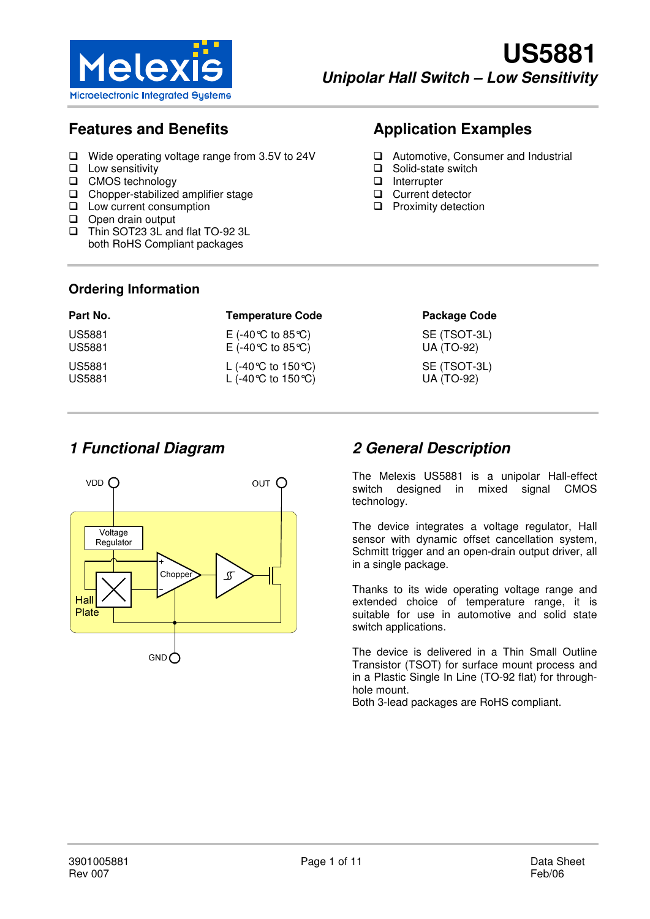# US5881

## *Unipolar Hall Switch – Low Sensitivity*

## Features and Benefits

- Wide operating voltage range from 3.5V to 24V
- Low sensitivity
- CMOS technology
- Chopper-stabilized amplifier stage
- Low current consumption
- Open drain output
- Thin SOT23 3L and flat TO-92 3L both RoHS Compliant packages

## Application Examples

- Automotive, Consumer and Industrial
- Solid-state switch
- Interrupter
- Current detector
- Proximity detection

## Ordering Information

| Part No. | Temperature Code | Package Code |
|---|---|---|
| US5881 | E (-40°C to 85°C) | SE (TSOT-3L) |
| US5881 | E (-40°C to 85°C) | UA (TO-92) |
| US5881 | L (-40°C to 150°C) | SE (TSOT-3L) |
| US5881 | L (-40°C to 150°C) | UA (TO-92) |

## *1 Functional Diagram*

VDD, OUT, Voltage Regulator, Chopper, Hall Plate, GND

## *2 General Description*

The Melexis US5881 is a unipolar Hall-effect switch designed in mixed signal CMOS technology.

The device integrates a voltage regulator, Hall sensor with dynamic offset cancellation system, Schmitt trigger and an open-drain output driver, all in a single package.

Thanks to its wide operating voltage range and extended choice of temperature range, it is suitable for use in automotive and solid state switch applications.

The device is delivered in a Thin Small Outline Transistor (TSOT) for surface mount process and in a Plastic Single In Line (TO-92 flat) for through-hole mount.
Both 3-lead packages are RoHS compliant.

3901005881
Rev 007

Data Sheet
Feb/06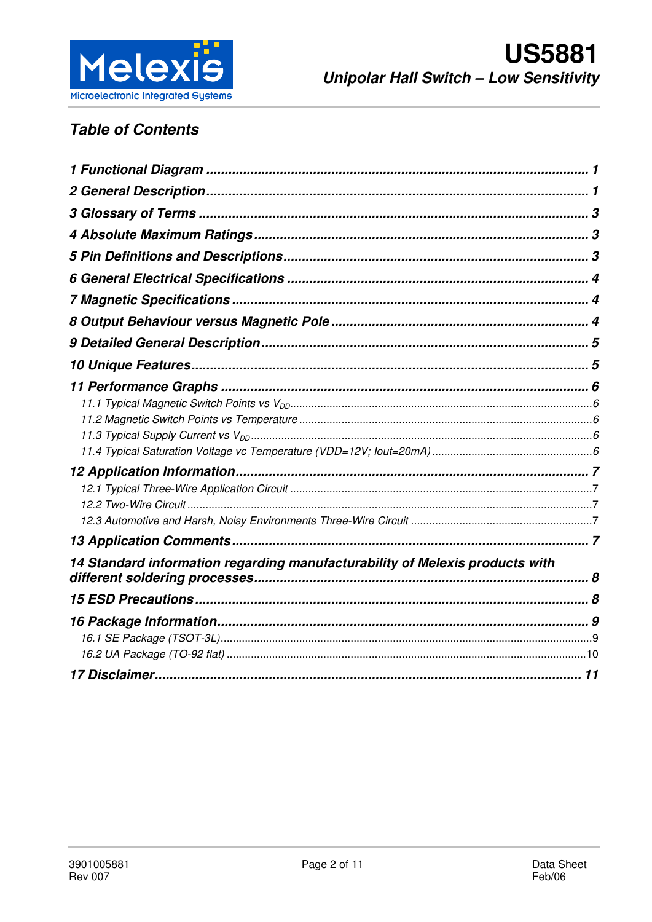## Table of Contents

**1 Functional Diagram ........................................................................................ 1**

**2 General Description....................................................................................... 1**

**3 Glossary of Terms ......................................................................................... 3**

**4 Absolute Maximum Ratings.......................................................................... 3**

**5 Pin Definitions and Descriptions.................................................................. 3**

**6 General Electrical Specifications ................................................................ 4**

**7 Magnetic Specifications................................................................................ 4**

**8 Output Behaviour versus Magnetic Pole ..................................................... 4**

**9 Detailed General Description........................................................................ 5**

**10 Unique Features........................................................................................... 5**

**11 Performance Graphs .................................................................................. 6**

11.1 Typical Magnetic Switch Points vs $V_{DD}$....................................................................6

11.2 Magnetic Switch Points vs Temperature .......................................................................6

11.3 Typical Supply Current vs $V_{DD}$..............................................................................6

11.4 Typical Saturation Voltage vc Temperature (VDD=12V; Iout=20mA) ..................................6

**12 Application Information.............................................................................. 7**

12.1 Typical Three-Wire Application Circuit ........................................................................7

12.2 Two-Wire Circuit ......................................................................................................7

12.3 Automotive and Harsh, Noisy Environments Three-Wire Circuit ......................................7

**13 Application Comments................................................................................ 7**

**14 Standard information regarding manufacturability of Melexis products with different soldering processes........................................................................... 8**

**15 ESD Precautions.......................................................................................... 8**

**16 Package Information.................................................................................... 9**

16.1 SE Package (TSOT-3L)..............................................................................................9

16.2 UA Package (TO-92 flat) ..........................................................................................10

**17 Disclaimer.................................................................................................. 11**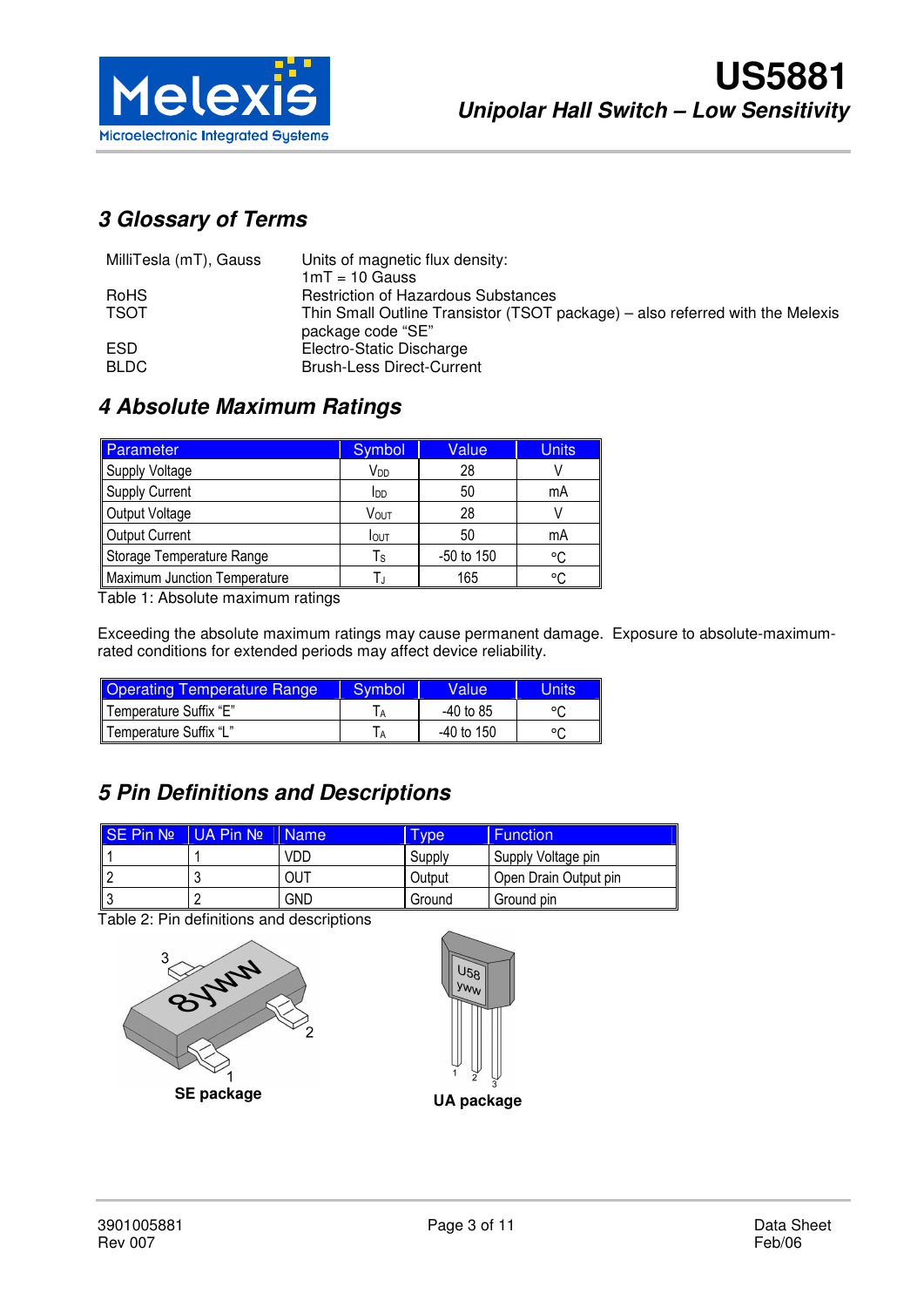## 3 Glossary of Terms

| | |
|---|---|
| MilliTesla (mT), Gauss | Units of magnetic flux density: 1mT = 10 Gauss |
| RoHS | Restriction of Hazardous Substances |
| TSOT | Thin Small Outline Transistor (TSOT package) – also referred with the Melexis package code "SE" |
| ESD | Electro-Static Discharge |
| BLDC | Brush-Less Direct-Current |

## 4 Absolute Maximum Ratings

| Parameter | Symbol | Value | Units |
|---|---|---|---|
| Supply Voltage | $V_{DD}$ | 28 | V |
| Supply Current | $I_{DD}$ | 50 | mA |
| Output Voltage | $V_{OUT}$ | 28 | V |
| Output Current | $I_{OUT}$ | 50 | mA |
| Storage Temperature Range | $T_S$ | -50 to 150 | °C |
| Maximum Junction Temperature | $T_J$ | 165 | °C |

Table 1: Absolute maximum ratings

Exceeding the absolute maximum ratings may cause permanent damage. Exposure to absolute-maximum-rated conditions for extended periods may affect device reliability.

| Operating Temperature Range | Symbol | Value | Units |
|---|---|---|---|
| Temperature Suffix "E" | $T_A$ | -40 to 85 | °C |
| Temperature Suffix "L" | $T_A$ | -40 to 150 | °C |

## 5 Pin Definitions and Descriptions

| SE Pin № | UA Pin № | Name | Type | Function |
|---|---|---|---|---|
| 1 | 1 | VDD | Supply | Supply Voltage pin |
| 2 | 3 | OUT | Output | Open Drain Output pin |
| 3 | 2 | GND | Ground | Ground pin |

Table 2: Pin definitions and descriptions

SE package

UA package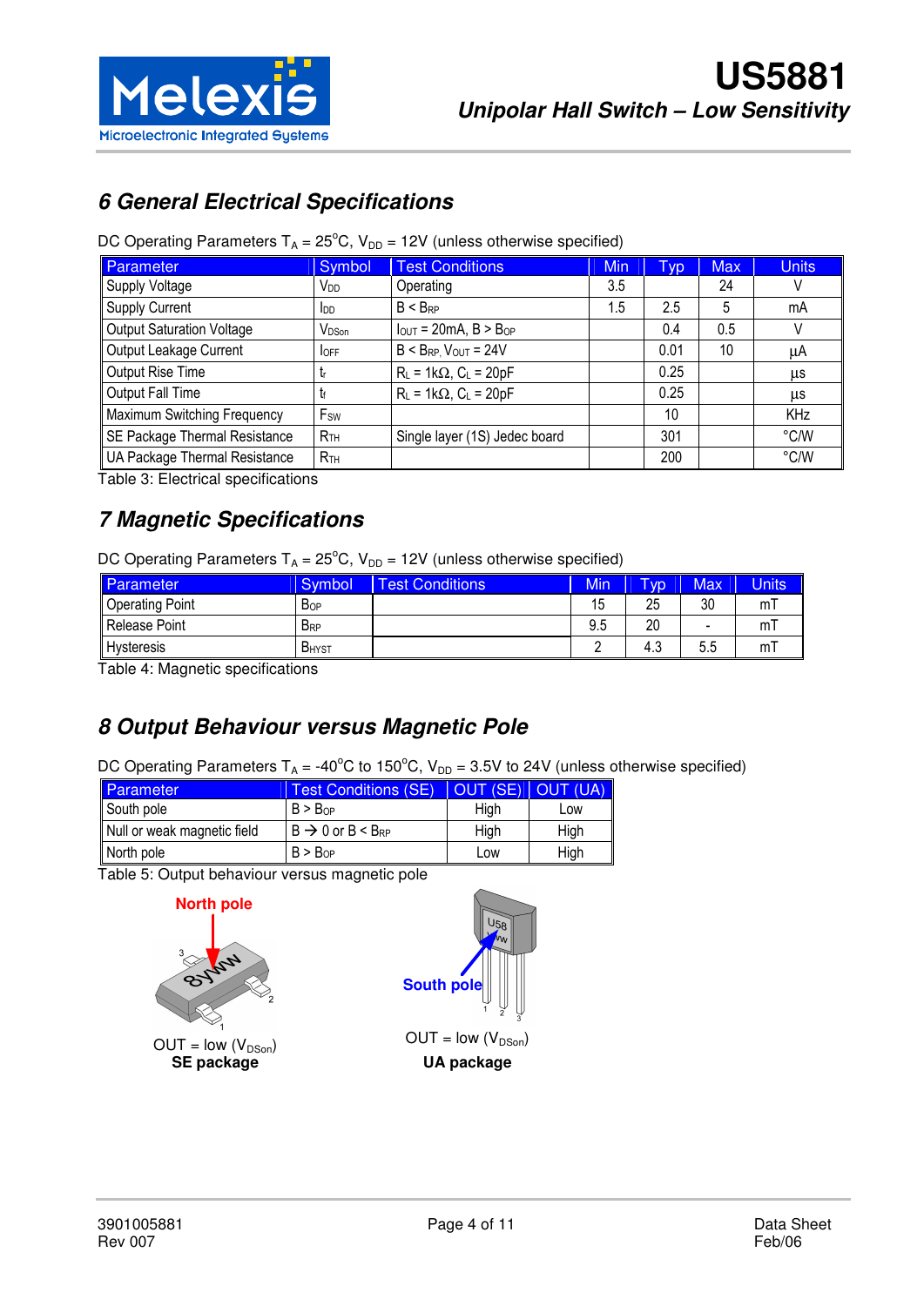# 6 General Electrical Specifications

DC Operating Parameters $T_A = 25°C$, $V_{DD} = 12V$ (unless otherwise specified)

| Parameter | Symbol | Test Conditions | Min | Typ | Max | Units |
|---|---|---|---|---|---|---|
| Supply Voltage | $V_{DD}$ | Operating | 3.5 | | 24 | V |
| Supply Current | $I_{DD}$ | $B < B_{RP}$ | 1.5 | 2.5 | 5 | mA |
| Output Saturation Voltage | $V_{DSon}$ | $I_{OUT} = 20mA$, $B > B_{OP}$ | | 0.4 | 0.5 | V |
| Output Leakage Current | $I_{OFF}$ | $B < B_{RP}$, $V_{OUT} = 24V$ | | 0.01 | 10 | µA |
| Output Rise Time | $t_r$ | $R_L = 1k\Omega$, $C_L = 20pF$ | | 0.25 | | µs |
| Output Fall Time | $t_f$ | $R_L = 1k\Omega$, $C_L = 20pF$ | | 0.25 | | µs |
| Maximum Switching Frequency | $F_{SW}$ | | | 10 | | KHz |
| SE Package Thermal Resistance | $R_{TH}$ | Single layer (1S) Jedec board | | 301 | | °C/W |
| UA Package Thermal Resistance | $R_{TH}$ | | | 200 | | °C/W |

Table 3: Electrical specifications

# 7 Magnetic Specifications

DC Operating Parameters $T_A = 25°C$, $V_{DD} = 12V$ (unless otherwise specified)

| Parameter | Symbol | Test Conditions | Min | Typ | Max | Units |
|---|---|---|---|---|---|---|
| Operating Point | $B_{OP}$ | | 15 | 25 | 30 | mT |
| Release Point | $B_{RP}$ | | 9.5 | 20 | - | mT |
| Hysteresis | $B_{HYST}$ | | 2 | 4.3 | 5.5 | mT |

Table 4: Magnetic specifications

# 8 Output Behaviour versus Magnetic Pole

DC Operating Parameters $T_A = -40°C$ to $150°C$, $V_{DD} = 3.5V$ to $24V$ (unless otherwise specified)

| Parameter | Test Conditions (SE) | OUT (SE) | OUT (UA) |
|---|---|---|---|
| South pole | $B > B_{OP}$ | High | Low |
| Null or weak magnetic field | $B \rightarrow 0$ or $B < B_{RP}$ | High | High |
| North pole | $B > B_{OP}$ | Low | High |

Table 5: Output behaviour versus magnetic pole

North pole

OUT = low ($V_{DSon}$)
**SE package**

South pole

OUT = low ($V_{DSon}$)
**UA package**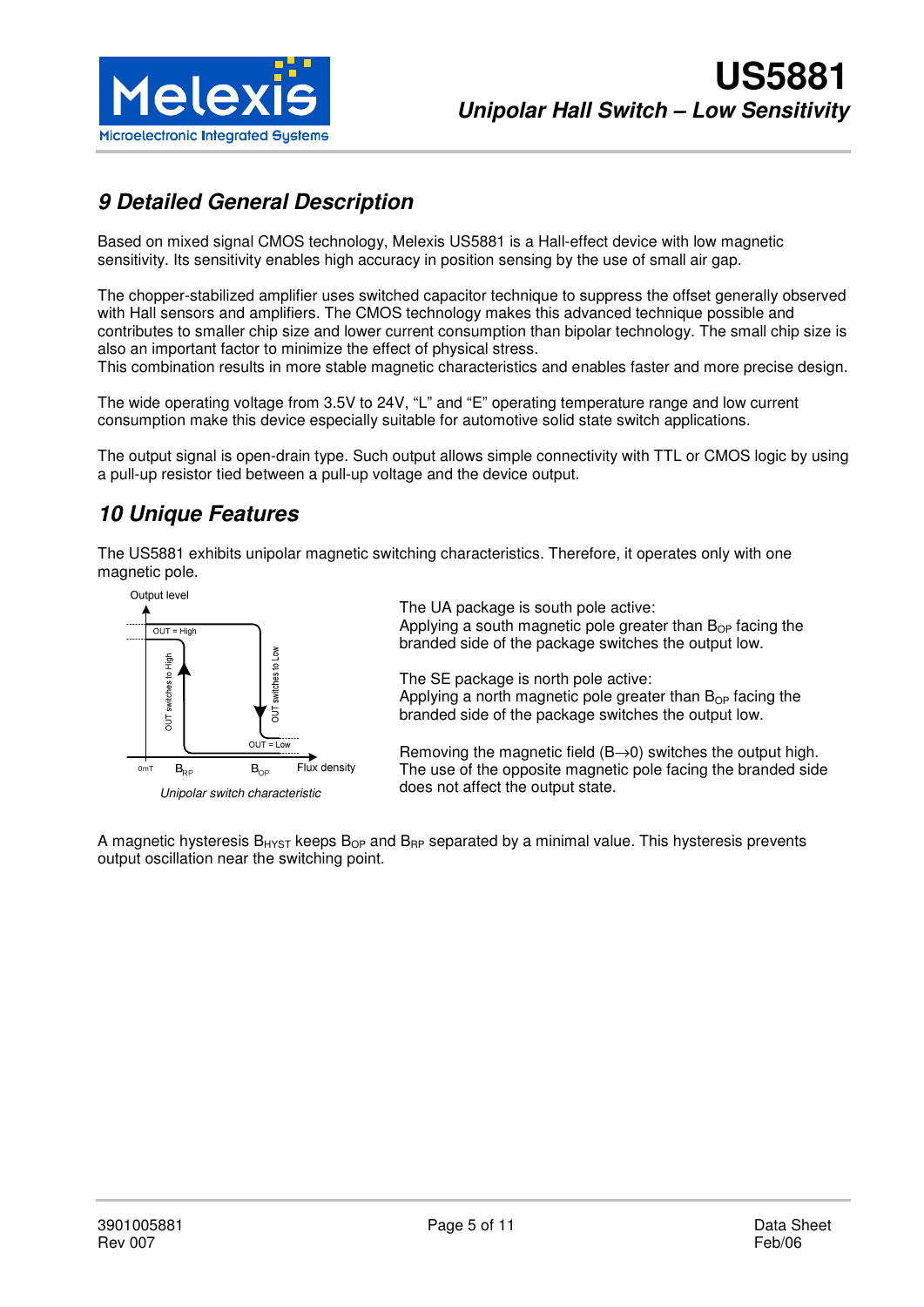## 9 Detailed General Description

Based on mixed signal CMOS technology, Melexis US5881 is a Hall-effect device with low magnetic sensitivity. Its sensitivity enables high accuracy in position sensing by the use of small air gap.

The chopper-stabilized amplifier uses switched capacitor technique to suppress the offset generally observed with Hall sensors and amplifiers. The CMOS technology makes this advanced technique possible and contributes to smaller chip size and lower current consumption than bipolar technology. The small chip size is also an important factor to minimize the effect of physical stress.
This combination results in more stable magnetic characteristics and enables faster and more precise design.

The wide operating voltage from 3.5V to 24V, "L" and "E" operating temperature range and low current consumption make this device especially suitable for automotive solid state switch applications.

The output signal is open-drain type. Such output allows simple connectivity with TTL or CMOS logic by using a pull-up resistor tied between a pull-up voltage and the device output.

## 10 Unique Features

The US5881 exhibits unipolar magnetic switching characteristics. Therefore, it operates only with one magnetic pole.

*Unipolar switch characteristic*

The UA package is south pole active:
Applying a south magnetic pole greater than $B_{OP}$ facing the branded side of the package switches the output low.

The SE package is north pole active:
Applying a north magnetic pole greater than $B_{OP}$ facing the branded side of the package switches the output low.

Removing the magnetic field ($B \rightarrow 0$) switches the output high. The use of the opposite magnetic pole facing the branded side does not affect the output state.

A magnetic hysteresis $B_{HYST}$ keeps $B_{OP}$ and $B_{RP}$ separated by a minimal value. This hysteresis prevents output oscillation near the switching point.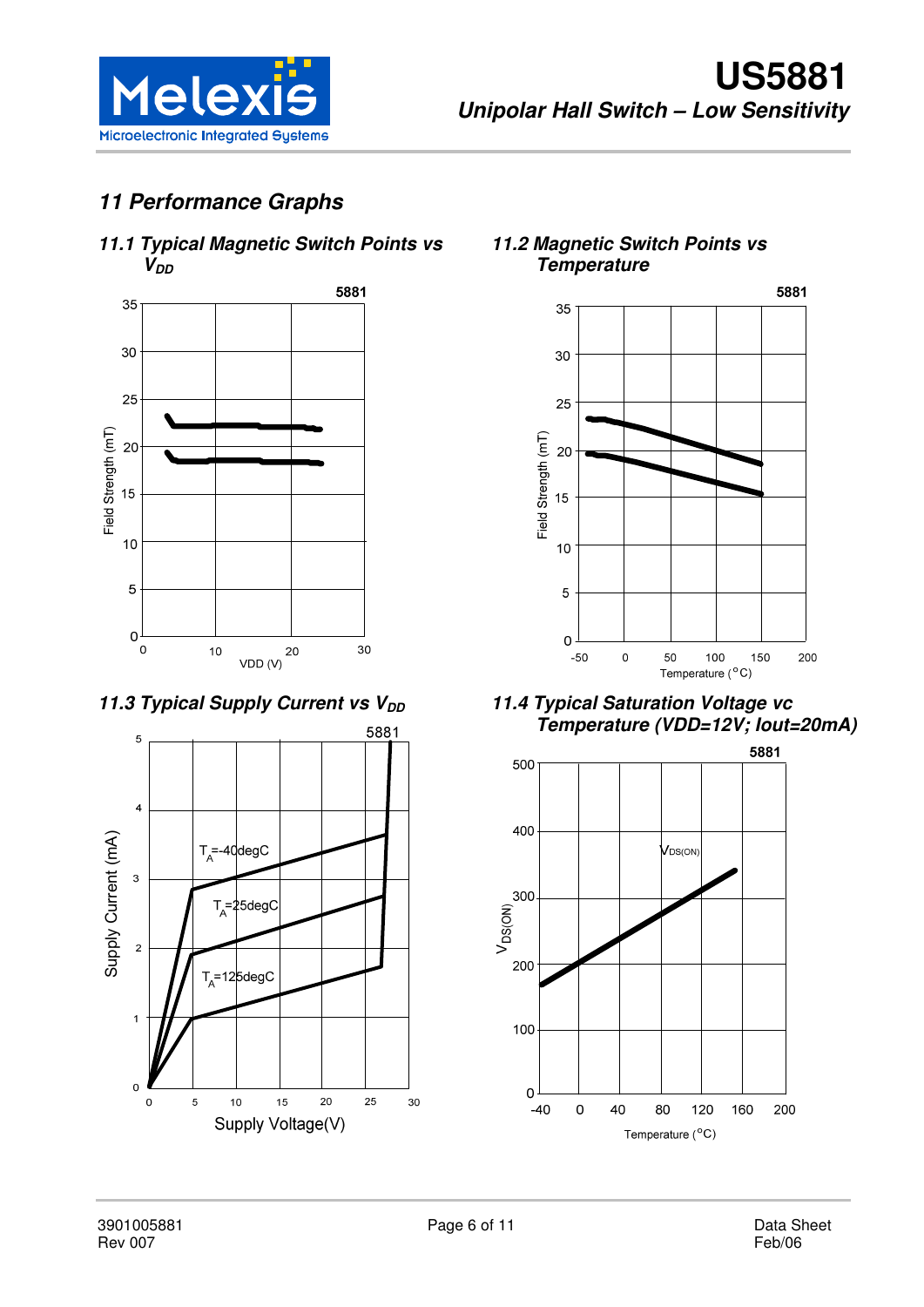## 11 Performance Graphs

### 11.1 Typical Magnetic Switch Points vs $V_{DD}$

5881

Field Strength (mT)

VDD (V)

### 11.2 Magnetic Switch Points vs Temperature

5881

Field Strength (mT)

Temperature (°C)

### 11.3 Typical Supply Current vs $V_{DD}$

5881

$T_A$=-40degC

$T_A$=25degC

$T_A$=125degC

Supply Current (mA)

Supply Voltage(V)

### 11.4 Typical Saturation Voltage vc Temperature (VDD=12V; Iout=20mA)

5881

$V_{DS(ON)}$

Temperature (°C)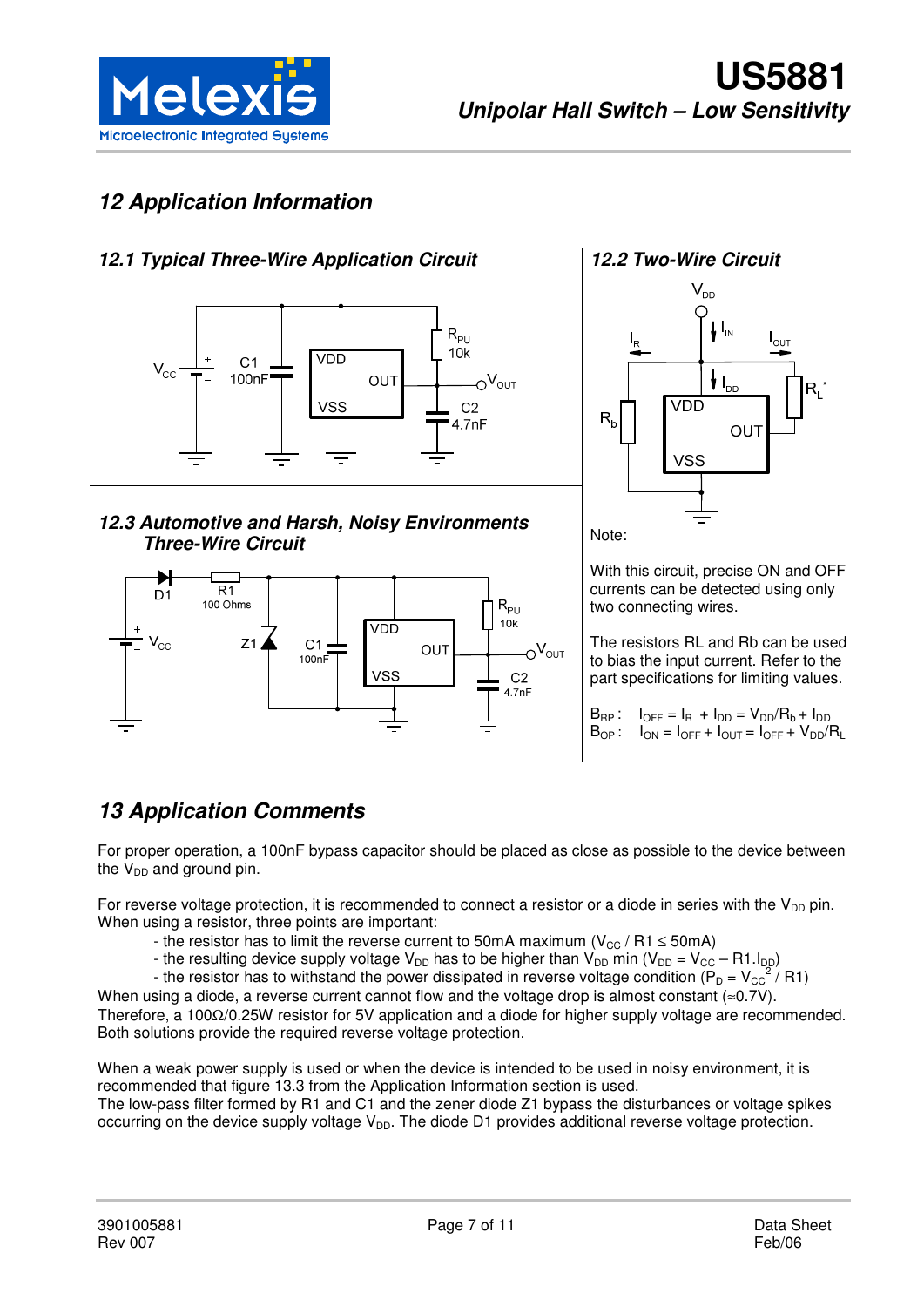## 12 Application Information

### 12.1 Typical Three-Wire Application Circuit

### 12.2 Two-Wire Circuit

Note:

With this circuit, precise ON and OFF currents can be detected using only two connecting wires.

The resistors RL and Rb can be used to bias the input current. Refer to the part specifications for limiting values.

$B_{RP}$ : $I_{OFF} = I_R + I_{DD} = V_{DD}/R_b + I_{DD}$

$B_{OP}$ : $I_{ON} = I_{OFF} + I_{OUT} = I_{OFF} + V_{DD}/R_L$

### 12.3 Automotive and Harsh, Noisy Environments Three-Wire Circuit

## 13 Application Comments

For proper operation, a 100nF bypass capacitor should be placed as close as possible to the device between the $V_{DD}$ and ground pin.

For reverse voltage protection, it is recommended to connect a resistor or a diode in series with the $V_{DD}$ pin. When using a resistor, three points are important:

- the resistor has to limit the reverse current to 50mA maximum ($V_{CC}$ / R1 ≤ 50mA)
- the resulting device supply voltage $V_{DD}$ has to be higher than $V_{DD}$ min ($V_{DD} = V_{CC} – R1.I_{DD}$)
- the resistor has to withstand the power dissipated in reverse voltage condition ($P_D = V_{CC}^2$ / R1)

When using a diode, a reverse current cannot flow and the voltage drop is almost constant (≈0.7V). Therefore, a 100Ω/0.25W resistor for 5V application and a diode for higher supply voltage are recommended. Both solutions provide the required reverse voltage protection.

When a weak power supply is used or when the device is intended to be used in noisy environment, it is recommended that figure 13.3 from the Application Information section is used.
The low-pass filter formed by R1 and C1 and the zener diode Z1 bypass the disturbances or voltage spikes occurring on the device supply voltage $V_{DD}$. The diode D1 provides additional reverse voltage protection.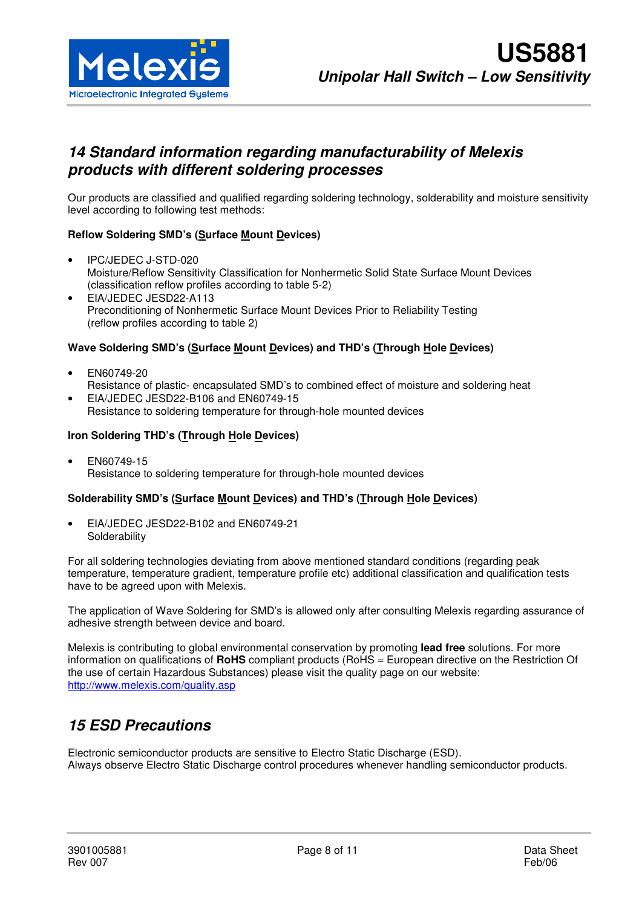## 14 Standard information regarding manufacturability of Melexis products with different soldering processes

Our products are classified and qualified regarding soldering technology, solderability and moisture sensitivity level according to following test methods:

**Reflow Soldering SMD's (Surface Mount Devices)**

- IPC/JEDEC J-STD-020
  Moisture/Reflow Sensitivity Classification for Nonhermetic Solid State Surface Mount Devices (classification reflow profiles according to table 5-2)
- EIA/JEDEC JESD22-A113
  Preconditioning of Nonhermetic Surface Mount Devices Prior to Reliability Testing (reflow profiles according to table 2)

**Wave Soldering SMD's (Surface Mount Devices) and THD's (Through Hole Devices)**

- EN60749-20
  Resistance of plastic- encapsulated SMD's to combined effect of moisture and soldering heat
- EIA/JEDEC JESD22-B106 and EN60749-15
  Resistance to soldering temperature for through-hole mounted devices

**Iron Soldering THD's (Through Hole Devices)**

- EN60749-15
  Resistance to soldering temperature for through-hole mounted devices

**Solderability SMD's (Surface Mount Devices) and THD's (Through Hole Devices)**

- EIA/JEDEC JESD22-B102 and EN60749-21
  Solderability

For all soldering technologies deviating from above mentioned standard conditions (regarding peak temperature, temperature gradient, temperature profile etc) additional classification and qualification tests have to be agreed upon with Melexis.

The application of Wave Soldering for SMD's is allowed only after consulting Melexis regarding assurance of adhesive strength between device and board.

Melexis is contributing to global environmental conservation by promoting **lead free** solutions. For more information on qualifications of **RoHS** compliant products (RoHS = European directive on the Restriction Of the use of certain Hazardous Substances) please visit the quality page on our website: http://www.melexis.com/quality.asp

## 15 ESD Precautions

Electronic semiconductor products are sensitive to Electro Static Discharge (ESD).
Always observe Electro Static Discharge control procedures whenever handling semiconductor products.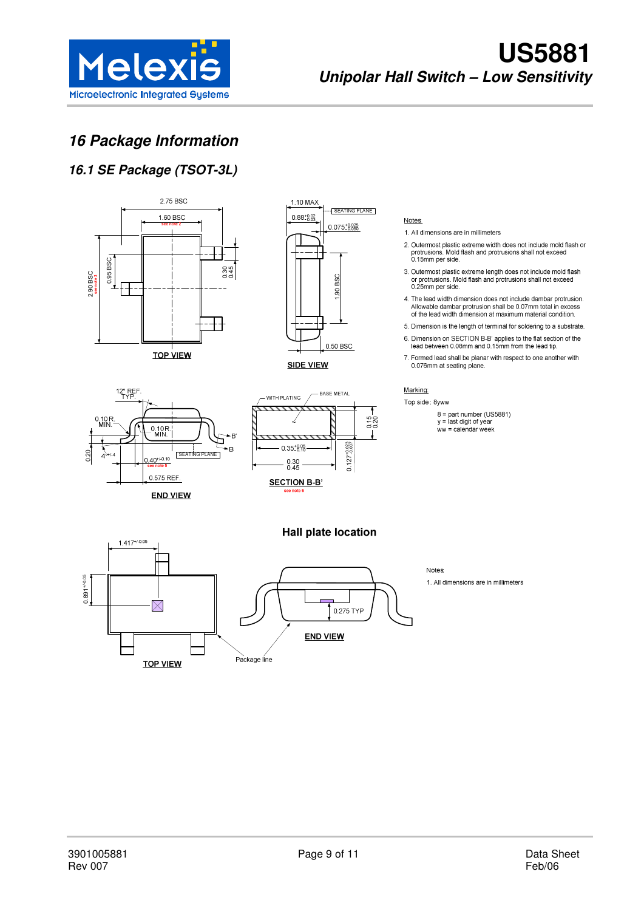# 16 Package Information

## 16.1 SE Package (TSOT-3L)

Notes:

1. All dimensions are in millimeters
2. Outermost plastic extreme width does not include mold flash or protrusions. Mold flash and protrusions shall not exceed 0.15mm per side.
3. Outermost plastic extreme length does not include mold flash or protrusions. Mold flash and protrusions shall not exceed 0.25mm per side.
4. The lead width dimension does not include dambar protrusion. Allowable dambar protrusion shall be 0.07mm total in excess of the lead width dimension at maximum material condition.
5. Dimension is the length of terminal for soldering to a substrate.
6. Dimension on SECTION B-B' applies to the flat section of the lead between 0.08mm and 0.15mm from the lead tip.
7. Formed lead shall be planar with respect to one another with 0.076mm at seating plane.

Marking:

Top side : 8yww

8 = part number (US5881)
y = last digit of year
ww = calendar week

### Hall plate location

Notes

1. All dimensions are in millimeters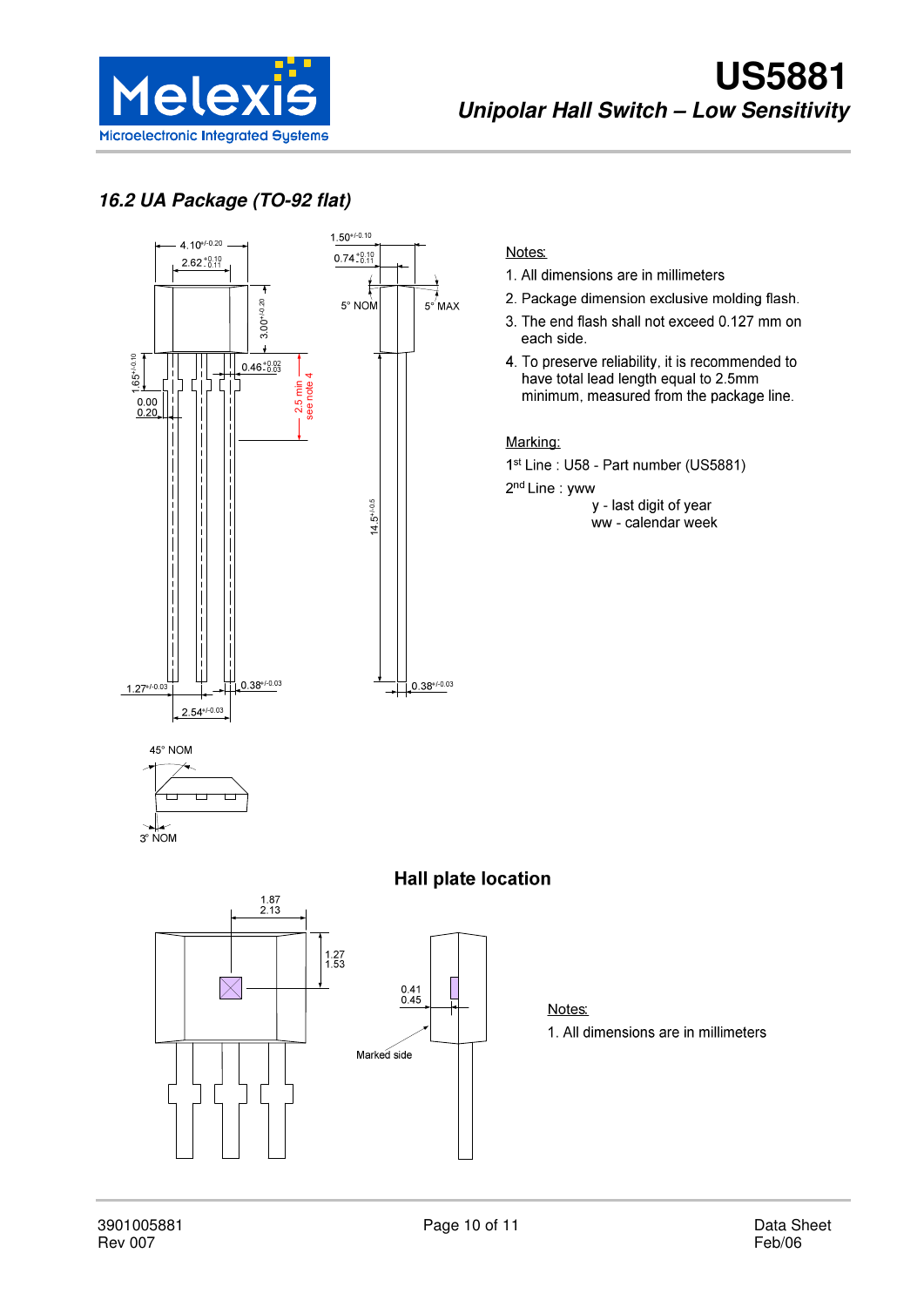## 16.2 UA Package (TO-92 flat)

Notes:

1. All dimensions are in millimeters
2. Package dimension exclusive molding flash.
3. The end flash shall not exceed 0.127 mm on each side.
4. To preserve reliability, it is recommended to have total lead length equal to 2.5mm minimum, measured from the package line.

Marking:

1st Line : U58 - Part number (US5881)

2nd Line : yww

y - last digit of year

ww - calendar week

### Hall plate location

Notes:

1. All dimensions are in millimeters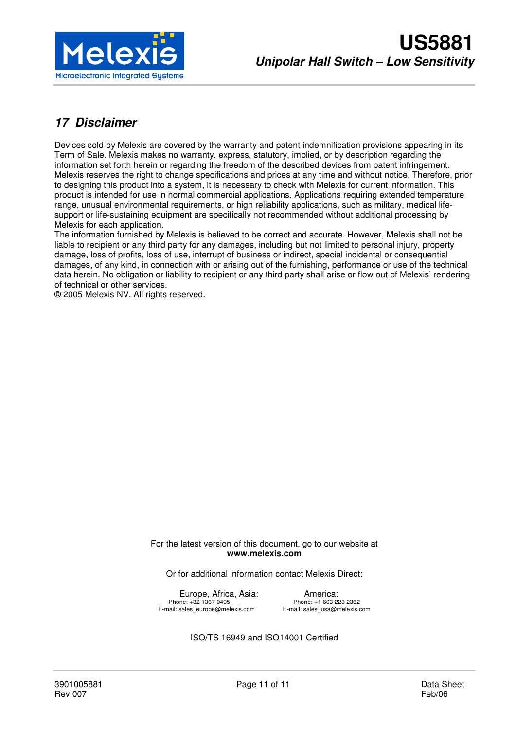## 17 Disclaimer

Devices sold by Melexis are covered by the warranty and patent indemnification provisions appearing in its Term of Sale. Melexis makes no warranty, express, statutory, implied, or by description regarding the information set forth herein or regarding the freedom of the described devices from patent infringement. Melexis reserves the right to change specifications and prices at any time and without notice. Therefore, prior to designing this product into a system, it is necessary to check with Melexis for current information. This product is intended for use in normal commercial applications. Applications requiring extended temperature range, unusual environmental requirements, or high reliability applications, such as military, medical life-support or life-sustaining equipment are specifically not recommended without additional processing by Melexis for each application.
The information furnished by Melexis is believed to be correct and accurate. However, Melexis shall not be liable to recipient or any third party for any damages, including but not limited to personal injury, property damage, loss of profits, loss of use, interrupt of business or indirect, special incidental or consequential damages, of any kind, in connection with or arising out of the furnishing, performance or use of the technical data herein. No obligation or liability to recipient or any third party shall arise or flow out of Melexis' rendering of technical or other services.
© 2005 Melexis NV. All rights reserved.

For the latest version of this document, go to our website at
**www.melexis.com**

Or for additional information contact Melexis Direct:

Europe, Africa, Asia:
Phone: +32 1367 0495
E-mail: sales_europe@melexis.com

America:
Phone: +1 603 223 2362
E-mail: sales_usa@melexis.com

ISO/TS 16949 and ISO14001 Certified